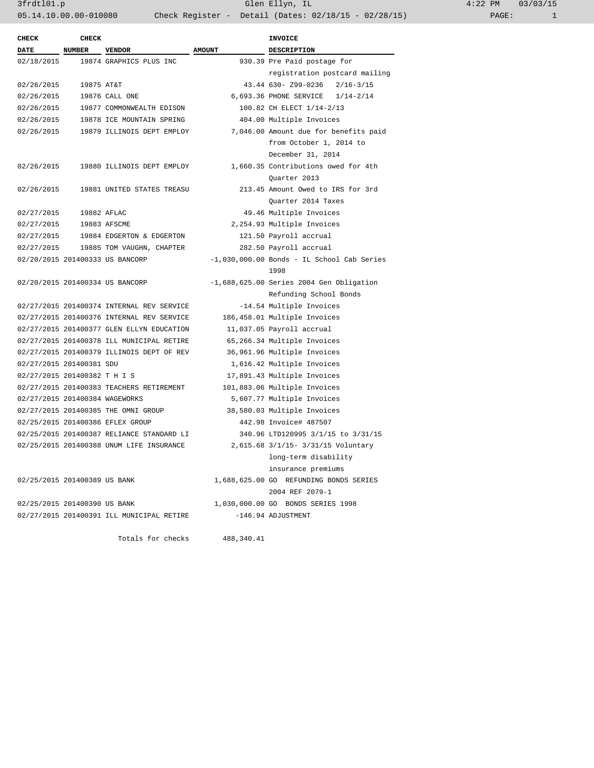3frdtl01.p Glen Ellyn, IL 4:22 PM 03/03/15

05.14.10.00.00-010080 Check Register - Detail (Dates: 02/18/15 - 02/28/15)

| CHECK DATE | CHECK NUMBER | VENDOR | AMOUNT | INVOICE DESCRIPTION |
|---|---|---|---|---|
| 02/18/2015 | 19874 | GRAPHICS PLUS INC | 930.39 | Pre Paid postage for registration postcard mailing |
| 02/26/2015 | 19875 | AT&T | 43.44 | 630- Z99-0236 2/16-3/15 |
| 02/26/2015 | 19876 | CALL ONE | 6,693.36 | PHONE SERVICE 1/14-2/14 |
| 02/26/2015 | 19877 | COMMONWEALTH EDISON | 100.82 | CH ELECT 1/14-2/13 |
| 02/26/2015 | 19878 | ICE MOUNTAIN SPRING | 404.00 | Multiple Invoices |
| 02/26/2015 | 19879 | ILLINOIS DEPT EMPLOY | 7,046.00 | Amount due for benefits paid from October 1, 2014 to December 31, 2014 |
| 02/26/2015 | 19880 | ILLINOIS DEPT EMPLOY | 1,660.35 | Contributions owed for 4th Quarter 2013 |
| 02/26/2015 | 19881 | UNITED STATES TREASU | 213.45 | Amount Owed to IRS for 3rd Quarter 2014 Taxes |
| 02/27/2015 | 19882 | AFLAC | 49.46 | Multiple Invoices |
| 02/27/2015 | 19883 | AFSCME | 2,254.93 | Multiple Invoices |
| 02/27/2015 | 19884 | EDGERTON & EDGERTON | 121.50 | Payroll accrual |
| 02/27/2015 | 19885 | TOM VAUGHN, CHAPTER | 282.50 | Payroll accrual |
| 02/20/2015 | 201400333 | US BANCORP | -1,030,000.00 | Bonds - IL School Cab Series 1998 |
| 02/20/2015 | 201400334 | US BANCORP | -1,688,625.00 | Series 2004 Gen Obligation Refunding School Bonds |
| 02/27/2015 | 201400374 | INTERNAL REV SERVICE | -14.54 | Multiple Invoices |
| 02/27/2015 | 201400376 | INTERNAL REV SERVICE | 186,458.01 | Multiple Invoices |
| 02/27/2015 | 201400377 | GLEN ELLYN EDUCATION | 11,037.05 | Payroll accrual |
| 02/27/2015 | 201400378 | ILL MUNICIPAL RETIRE | 65,266.34 | Multiple Invoices |
| 02/27/2015 | 201400379 | ILLINOIS DEPT OF REV | 36,961.96 | Multiple Invoices |
| 02/27/2015 | 201400381 | SDU | 1,616.42 | Multiple Invoices |
| 02/27/2015 | 201400382 | T H I S | 17,891.43 | Multiple Invoices |
| 02/27/2015 | 201400383 | TEACHERS RETIREMENT | 101,883.06 | Multiple Invoices |
| 02/27/2015 | 201400384 | WAGEWORKS | 5,607.77 | Multiple Invoices |
| 02/27/2015 | 201400385 | THE OMNI GROUP | 38,580.03 | Multiple Invoices |
| 02/25/2015 | 201400386 | EFLEX GROUP | 442.98 | Invoice# 487507 |
| 02/25/2015 | 201400387 | RELIANCE STANDARD LI | 340.96 | LTD120995 3/1/15 to 3/31/15 |
| 02/25/2015 | 201400388 | UNUM LIFE INSURANCE | 2,615.68 | 3/1/15- 3/31/15 Voluntary long-term disability insurance premiums |
| 02/25/2015 | 201400389 | US BANK | 1,688,625.00 | GO REFUNDING BONDS SERIES 2004 REF 2079-1 |
| 02/25/2015 | 201400390 | US BANK | 1,030,000.00 | GO BONDS SERIES 1998 |
| 02/27/2015 | 201400391 | ILL MUNICIPAL RETIRE | -146.94 | ADJUSTMENT |
| | | Totals for checks | 488,340.41 | |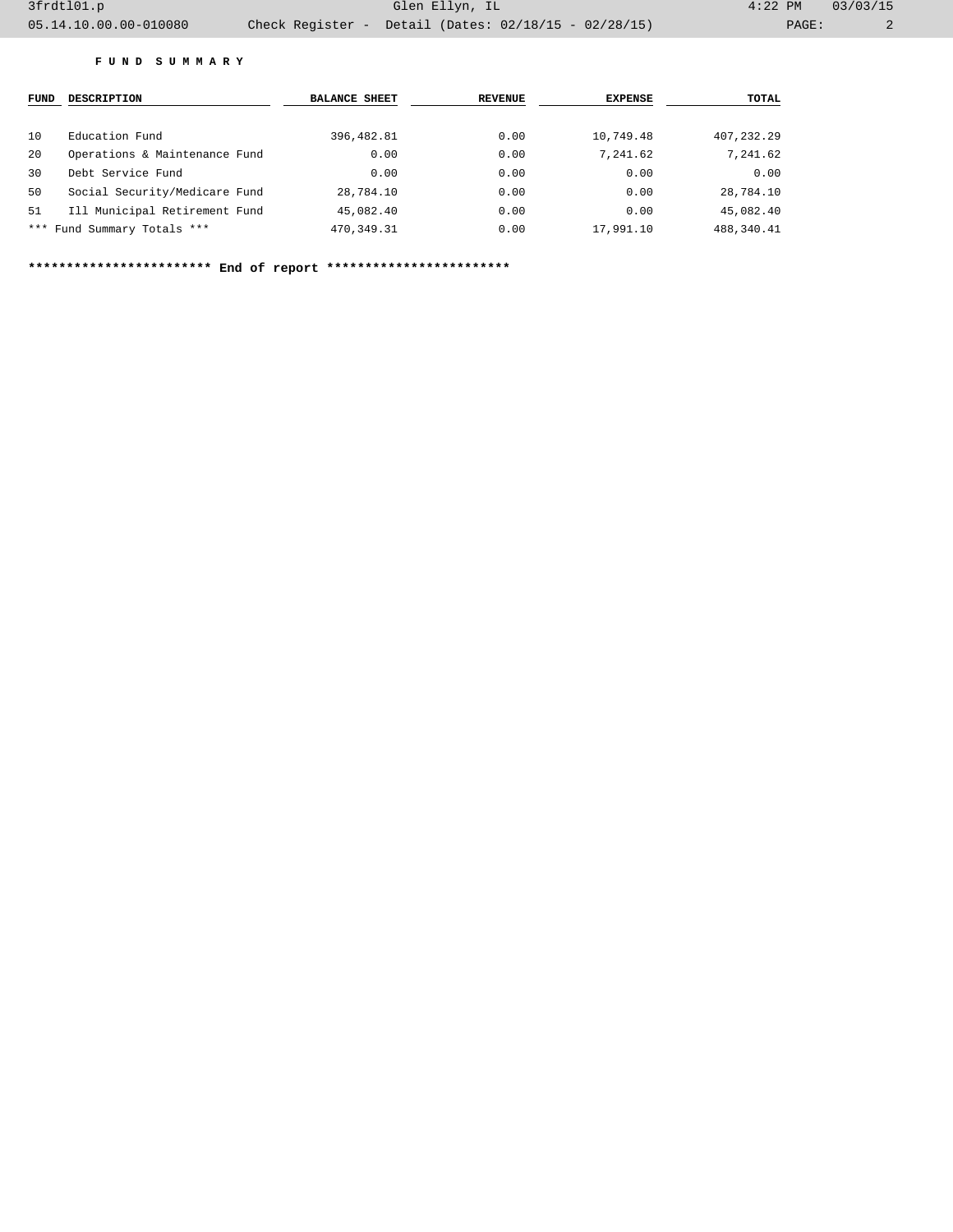**F U N D   S U M M A R Y**

| FUND | DESCRIPTION | BALANCE SHEET | REVENUE | EXPENSE | TOTAL |
|---|---|---|---|---|---|
| 10 | Education Fund | 396,482.81 | 0.00 | 10,749.48 | 407,232.29 |
| 20 | Operations & Maintenance Fund | 0.00 | 0.00 | 7,241.62 | 7,241.62 |
| 30 | Debt Service Fund | 0.00 | 0.00 | 0.00 | 0.00 |
| 50 | Social Security/Medicare Fund | 28,784.10 | 0.00 | 0.00 | 28,784.10 |
| 51 | Ill Municipal Retirement Fund | 45,082.40 | 0.00 | 0.00 | 45,082.40 |
| *** Fund Summary Totals *** | | 470,349.31 | 0.00 | 17,991.10 | 488,340.41 |

**************************** End of report ****************************